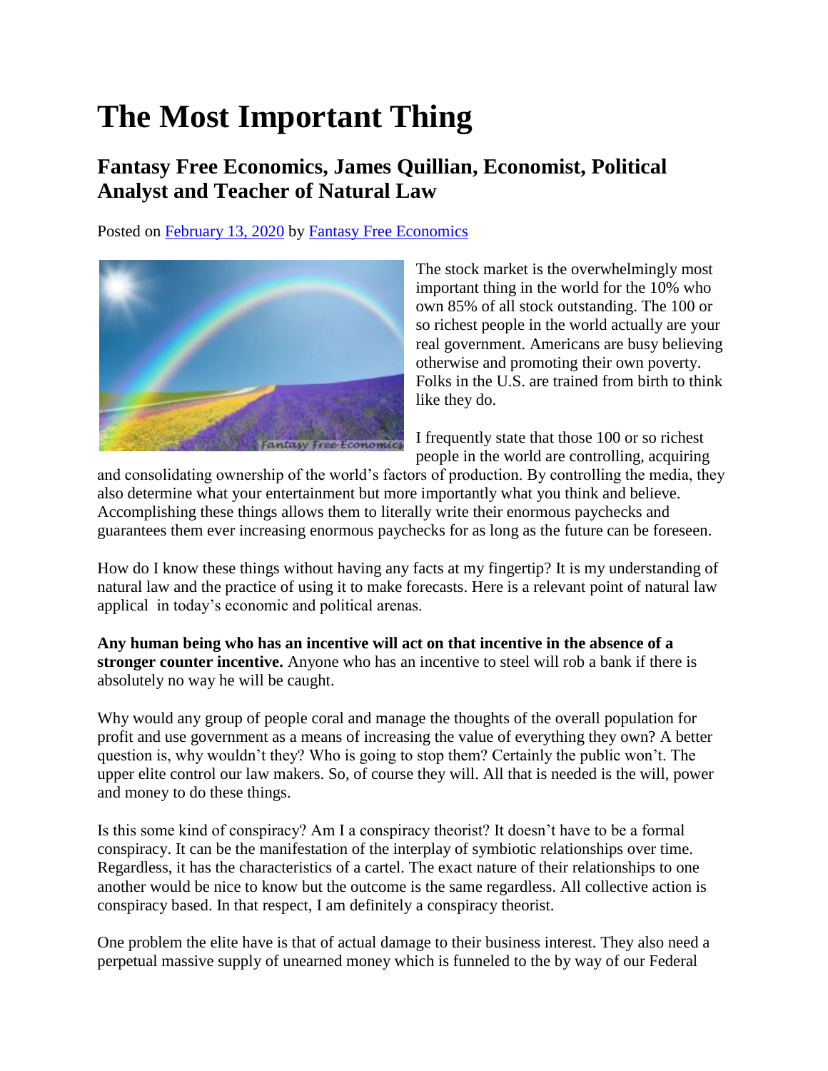# The Most Important Thing

## Fantasy Free Economics, James Quillian, Economist, Political Analyst and Teacher of Natural Law

Posted on February 13, 2020 by Fantasy Free Economics

The stock market is the overwhelmingly most important thing in the world for the 10% who own 85% of all stock outstanding. The 100 or so richest people in the world actually are your real government. Americans are busy believing otherwise and promoting their own poverty. Folks in the U.S. are trained from birth to think like they do.

I frequently state that those 100 or so richest people in the world are controlling, acquiring and consolidating ownership of the world's factors of production. By controlling the media, they also determine what your entertainment but more importantly what you think and believe. Accomplishing these things allows them to literally write their enormous paychecks and guarantees them ever increasing enormous paychecks for as long as the future can be foreseen.

How do I know these things without having any facts at my fingertip? It is my understanding of natural law and the practice of using it to make forecasts. Here is a relevant point of natural law applical in today's economic and political arenas.

**Any human being who has an incentive will act on that incentive in the absence of a stronger counter incentive.** Anyone who has an incentive to steel will rob a bank if there is absolutely no way he will be caught.

Why would any group of people coral and manage the thoughts of the overall population for profit and use government as a means of increasing the value of everything they own? A better question is, why wouldn't they? Who is going to stop them? Certainly the public won't. The upper elite control our law makers. So, of course they will. All that is needed is the will, power and money to do these things.

Is this some kind of conspiracy? Am I a conspiracy theorist? It doesn't have to be a formal conspiracy. It can be the manifestation of the interplay of symbiotic relationships over time. Regardless, it has the characteristics of a cartel. The exact nature of their relationships to one another would be nice to know but the outcome is the same regardless. All collective action is conspiracy based. In that respect, I am definitely a conspiracy theorist.

One problem the elite have is that of actual damage to their business interest. They also need a perpetual massive supply of unearned money which is funneled to the by way of our Federal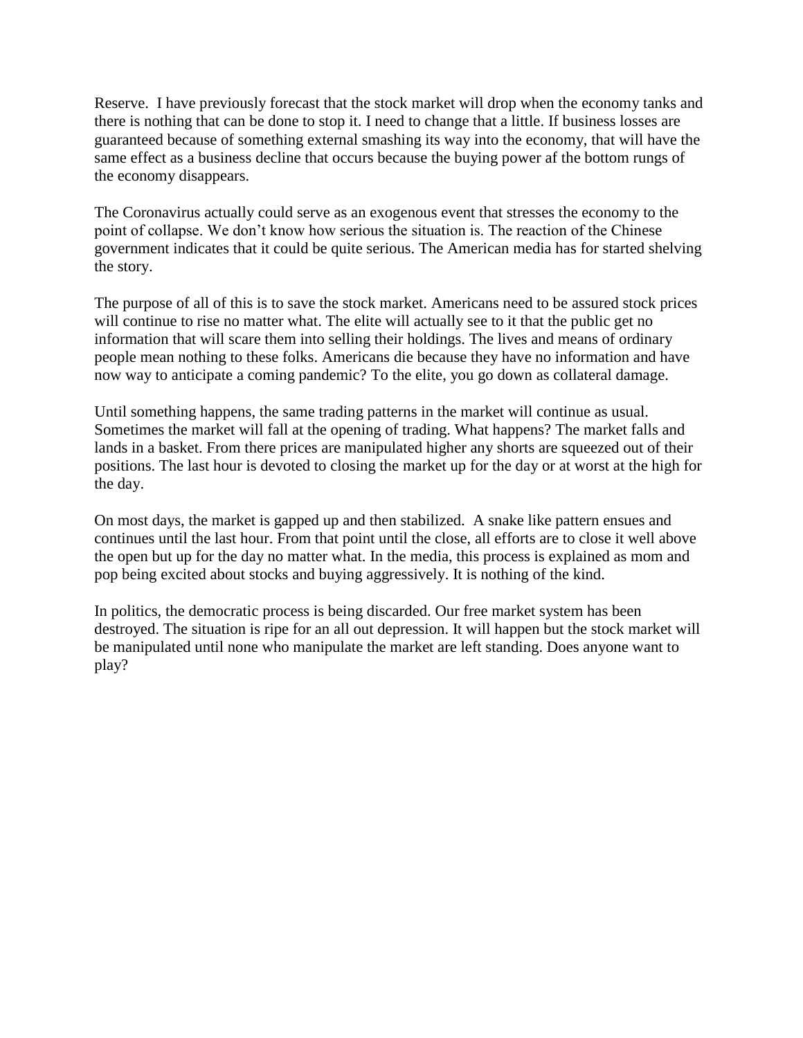Reserve. I have previously forecast that the stock market will drop when the economy tanks and there is nothing that can be done to stop it. I need to change that a little. If business losses are guaranteed because of something external smashing its way into the economy, that will have the same effect as a business decline that occurs because the buying power af the bottom rungs of the economy disappears.

The Coronavirus actually could serve as an exogenous event that stresses the economy to the point of collapse. We don't know how serious the situation is. The reaction of the Chinese government indicates that it could be quite serious. The American media has for started shelving the story.

The purpose of all of this is to save the stock market. Americans need to be assured stock prices will continue to rise no matter what. The elite will actually see to it that the public get no information that will scare them into selling their holdings. The lives and means of ordinary people mean nothing to these folks. Americans die because they have no information and have now way to anticipate a coming pandemic? To the elite, you go down as collateral damage.

Until something happens, the same trading patterns in the market will continue as usual. Sometimes the market will fall at the opening of trading. What happens? The market falls and lands in a basket. From there prices are manipulated higher any shorts are squeezed out of their positions. The last hour is devoted to closing the market up for the day or at worst at the high for the day.

On most days, the market is gapped up and then stabilized. A snake like pattern ensues and continues until the last hour. From that point until the close, all efforts are to close it well above the open but up for the day no matter what. In the media, this process is explained as mom and pop being excited about stocks and buying aggressively. It is nothing of the kind.

In politics, the democratic process is being discarded. Our free market system has been destroyed. The situation is ripe for an all out depression. It will happen but the stock market will be manipulated until none who manipulate the market are left standing. Does anyone want to play?